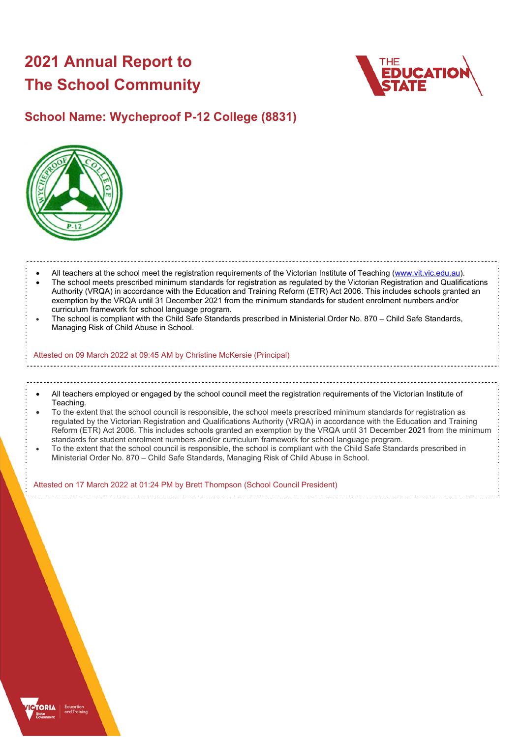# 2021 Annual Report to The School Community

## School Name: Wycheproof P-12 College (8831)

- All teachers at the school meet the registration requirements of the Victorian Institute of Teaching (www.vit.vic.edu.au).
- The school meets prescribed minimum standards for registration as regulated by the Victorian Registration and Qualifications Authority (VRQA) in accordance with the Education and Training Reform (ETR) Act 2006. This includes schools granted an exemption by the VRQA until 31 December 2021 from the minimum standards for student enrolment numbers and/or curriculum framework for school language program.
- The school is compliant with the Child Safe Standards prescribed in Ministerial Order No. 870 – Child Safe Standards, Managing Risk of Child Abuse in School.

Attested on 09 March 2022 at 09:45 AM by Christine McKersie (Principal)

- All teachers employed or engaged by the school council meet the registration requirements of the Victorian Institute of Teaching.
- To the extent that the school council is responsible, the school meets prescribed minimum standards for registration as regulated by the Victorian Registration and Qualifications Authority (VRQA) in accordance with the Education and Training Reform (ETR) Act 2006. This includes schools granted an exemption by the VRQA until 31 December 2021 from the minimum standards for student enrolment numbers and/or curriculum framework for school language program.
- To the extent that the school council is responsible, the school is compliant with the Child Safe Standards prescribed in Ministerial Order No. 870 – Child Safe Standards, Managing Risk of Child Abuse in School.

Attested on 17 March 2022 at 01:24 PM by Brett Thompson (School Council President)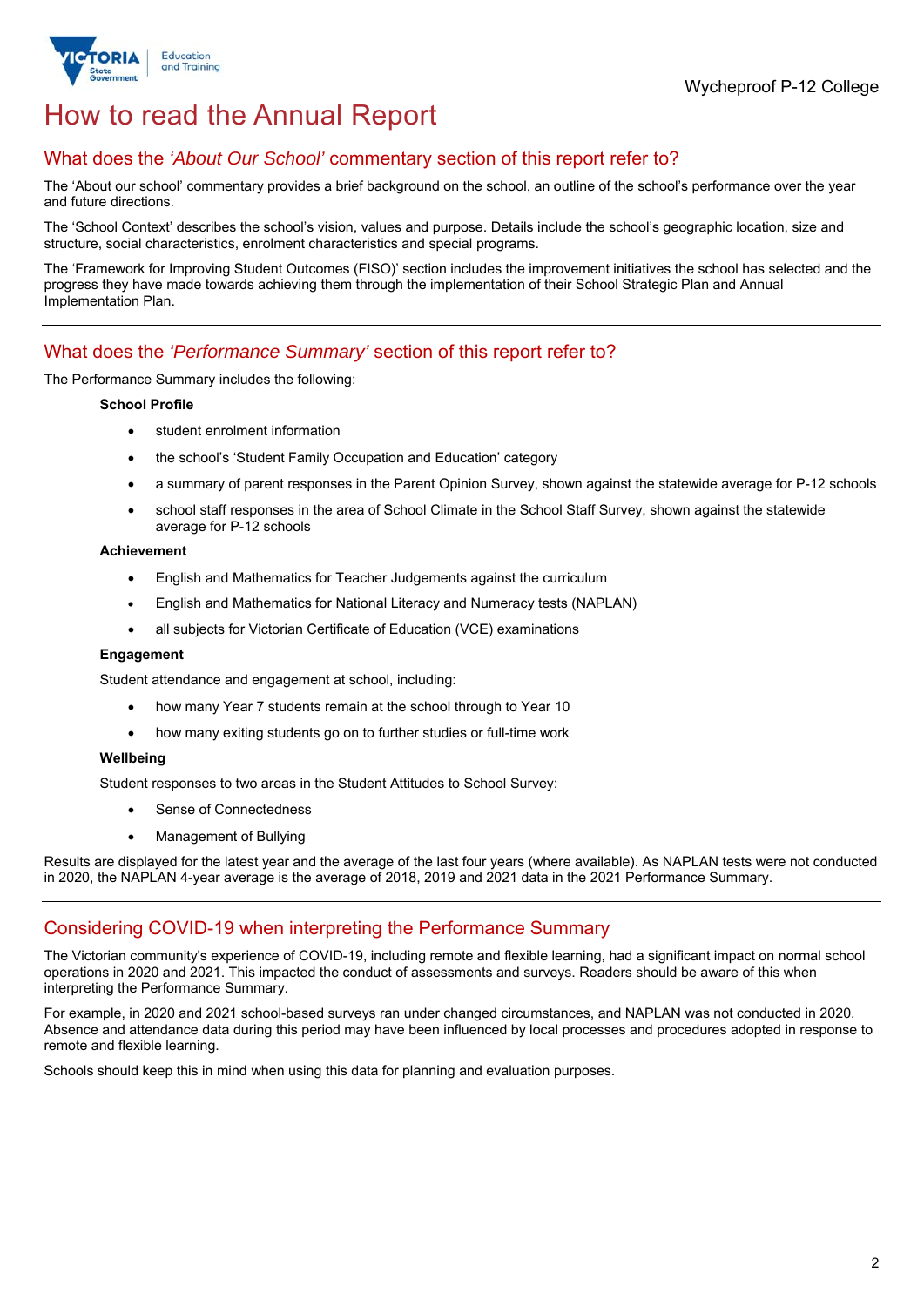# How to read the Annual Report

## What does the *'About Our School'* commentary section of this report refer to?

The 'About our school' commentary provides a brief background on the school, an outline of the school's performance over the year and future directions.

The 'School Context' describes the school's vision, values and purpose. Details include the school's geographic location, size and structure, social characteristics, enrolment characteristics and special programs.

The 'Framework for Improving Student Outcomes (FISO)' section includes the improvement initiatives the school has selected and the progress they have made towards achieving them through the implementation of their School Strategic Plan and Annual Implementation Plan.

## What does the *'Performance Summary'* section of this report refer to?

The Performance Summary includes the following:

**School Profile**

- student enrolment information
- the school's 'Student Family Occupation and Education' category
- a summary of parent responses in the Parent Opinion Survey, shown against the statewide average for P-12 schools
- school staff responses in the area of School Climate in the School Staff Survey, shown against the statewide average for P-12 schools

**Achievement**

- English and Mathematics for Teacher Judgements against the curriculum
- English and Mathematics for National Literacy and Numeracy tests (NAPLAN)
- all subjects for Victorian Certificate of Education (VCE) examinations

**Engagement**

Student attendance and engagement at school, including:

- how many Year 7 students remain at the school through to Year 10
- how many exiting students go on to further studies or full-time work

**Wellbeing**

Student responses to two areas in the Student Attitudes to School Survey:

- Sense of Connectedness
- Management of Bullying

Results are displayed for the latest year and the average of the last four years (where available). As NAPLAN tests were not conducted in 2020, the NAPLAN 4-year average is the average of 2018, 2019 and 2021 data in the 2021 Performance Summary.

## Considering COVID-19 when interpreting the Performance Summary

The Victorian community's experience of COVID-19, including remote and flexible learning, had a significant impact on normal school operations in 2020 and 2021. This impacted the conduct of assessments and surveys. Readers should be aware of this when interpreting the Performance Summary.

For example, in 2020 and 2021 school-based surveys ran under changed circumstances, and NAPLAN was not conducted in 2020. Absence and attendance data during this period may have been influenced by local processes and procedures adopted in response to remote and flexible learning.

Schools should keep this in mind when using this data for planning and evaluation purposes.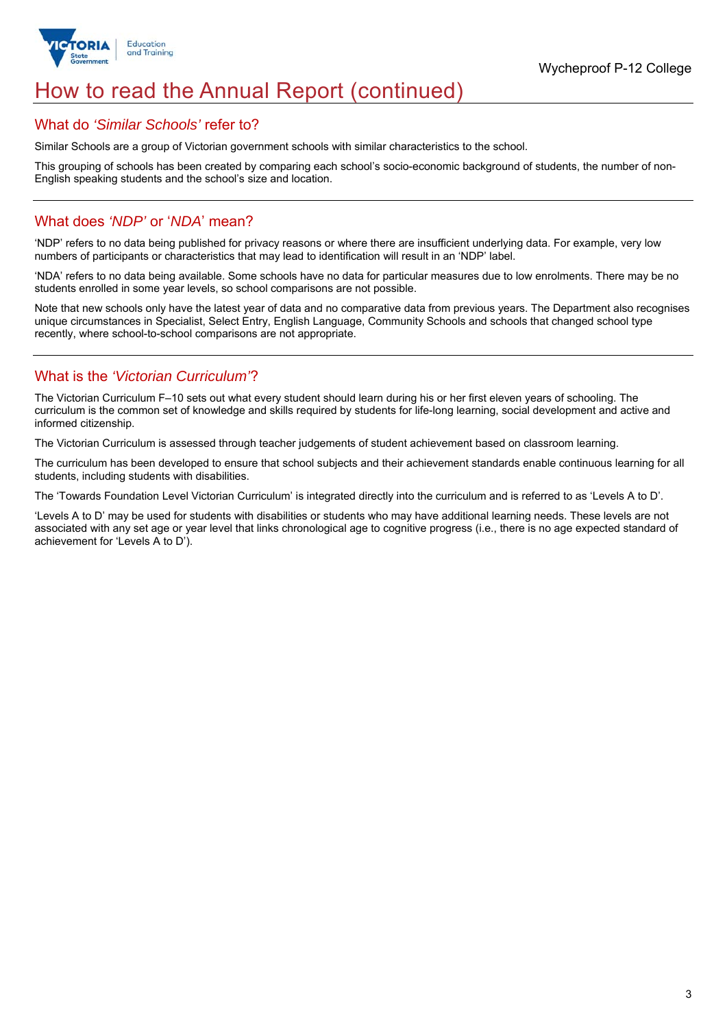# How to read the Annual Report (continued)

## What do *'Similar Schools'* refer to?

Similar Schools are a group of Victorian government schools with similar characteristics to the school.

This grouping of schools has been created by comparing each school's socio-economic background of students, the number of non-English speaking students and the school's size and location.

## What does *'NDP'* or '*NDA*' mean?

'NDP' refers to no data being published for privacy reasons or where there are insufficient underlying data. For example, very low numbers of participants or characteristics that may lead to identification will result in an 'NDP' label.

'NDA' refers to no data being available. Some schools have no data for particular measures due to low enrolments. There may be no students enrolled in some year levels, so school comparisons are not possible.

Note that new schools only have the latest year of data and no comparative data from previous years. The Department also recognises unique circumstances in Specialist, Select Entry, English Language, Community Schools and schools that changed school type recently, where school-to-school comparisons are not appropriate.

## What is the *'Victorian Curriculum'*?

The Victorian Curriculum F–10 sets out what every student should learn during his or her first eleven years of schooling. The curriculum is the common set of knowledge and skills required by students for life-long learning, social development and active and informed citizenship.

The Victorian Curriculum is assessed through teacher judgements of student achievement based on classroom learning.

The curriculum has been developed to ensure that school subjects and their achievement standards enable continuous learning for all students, including students with disabilities.

The 'Towards Foundation Level Victorian Curriculum' is integrated directly into the curriculum and is referred to as 'Levels A to D'.

'Levels A to D' may be used for students with disabilities or students who may have additional learning needs. These levels are not associated with any set age or year level that links chronological age to cognitive progress (i.e., there is no age expected standard of achievement for 'Levels A to D').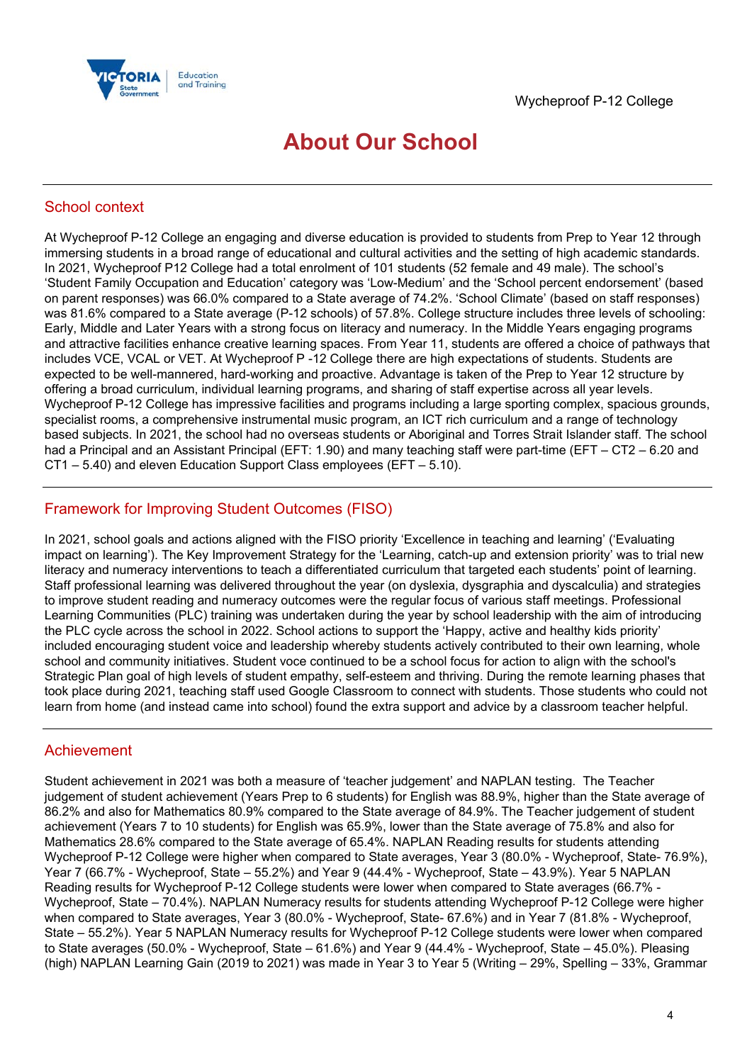# About Our School

## School context

At Wycheproof P-12 College an engaging and diverse education is provided to students from Prep to Year 12 through immersing students in a broad range of educational and cultural activities and the setting of high academic standards. In 2021, Wycheproof P12 College had a total enrolment of 101 students (52 female and 49 male). The school's 'Student Family Occupation and Education' category was 'Low-Medium' and the 'School percent endorsement' (based on parent responses) was 66.0% compared to a State average of 74.2%. 'School Climate' (based on staff responses) was 81.6% compared to a State average (P-12 schools) of 57.8%. College structure includes three levels of schooling: Early, Middle and Later Years with a strong focus on literacy and numeracy. In the Middle Years engaging programs and attractive facilities enhance creative learning spaces. From Year 11, students are offered a choice of pathways that includes VCE, VCAL or VET. At Wycheproof P -12 College there are high expectations of students. Students are expected to be well-mannered, hard-working and proactive. Advantage is taken of the Prep to Year 12 structure by offering a broad curriculum, individual learning programs, and sharing of staff expertise across all year levels. Wycheproof P-12 College has impressive facilities and programs including a large sporting complex, spacious grounds, specialist rooms, a comprehensive instrumental music program, an ICT rich curriculum and a range of technology based subjects. In 2021, the school had no overseas students or Aboriginal and Torres Strait Islander staff. The school had a Principal and an Assistant Principal (EFT: 1.90) and many teaching staff were part-time (EFT – CT2 – 6.20 and CT1 – 5.40) and eleven Education Support Class employees (EFT – 5.10).

## Framework for Improving Student Outcomes (FISO)

In 2021, school goals and actions aligned with the FISO priority 'Excellence in teaching and learning' ('Evaluating impact on learning'). The Key Improvement Strategy for the 'Learning, catch-up and extension priority' was to trial new literacy and numeracy interventions to teach a differentiated curriculum that targeted each students' point of learning. Staff professional learning was delivered throughout the year (on dyslexia, dysgraphia and dyscalculia) and strategies to improve student reading and numeracy outcomes were the regular focus of various staff meetings. Professional Learning Communities (PLC) training was undertaken during the year by school leadership with the aim of introducing the PLC cycle across the school in 2022. School actions to support the 'Happy, active and healthy kids priority' included encouraging student voice and leadership whereby students actively contributed to their own learning, whole school and community initiatives. Student voce continued to be a school focus for action to align with the school's Strategic Plan goal of high levels of student empathy, self-esteem and thriving. During the remote learning phases that took place during 2021, teaching staff used Google Classroom to connect with students. Those students who could not learn from home (and instead came into school) found the extra support and advice by a classroom teacher helpful.

## Achievement

Student achievement in 2021 was both a measure of 'teacher judgement' and NAPLAN testing. The Teacher judgement of student achievement (Years Prep to 6 students) for English was 88.9%, higher than the State average of 86.2% and also for Mathematics 80.9% compared to the State average of 84.9%. The Teacher judgement of student achievement (Years 7 to 10 students) for English was 65.9%, lower than the State average of 75.8% and also for Mathematics 28.6% compared to the State average of 65.4%. NAPLAN Reading results for students attending Wycheproof P-12 College were higher when compared to State averages, Year 3 (80.0% - Wycheproof, State- 76.9%), Year 7 (66.7% - Wycheproof, State – 55.2%) and Year 9 (44.4% - Wycheproof, State – 43.9%). Year 5 NAPLAN Reading results for Wycheproof P-12 College students were lower when compared to State averages (66.7% - Wycheproof, State – 70.4%). NAPLAN Numeracy results for students attending Wycheproof P-12 College were higher when compared to State averages, Year 3 (80.0% - Wycheproof, State- 67.6%) and in Year 7 (81.8% - Wycheproof, State – 55.2%). Year 5 NAPLAN Numeracy results for Wycheproof P-12 College students were lower when compared to State averages (50.0% - Wycheproof, State – 61.6%) and Year 9 (44.4% - Wycheproof, State – 45.0%). Pleasing (high) NAPLAN Learning Gain (2019 to 2021) was made in Year 3 to Year 5 (Writing – 29%, Spelling – 33%, Grammar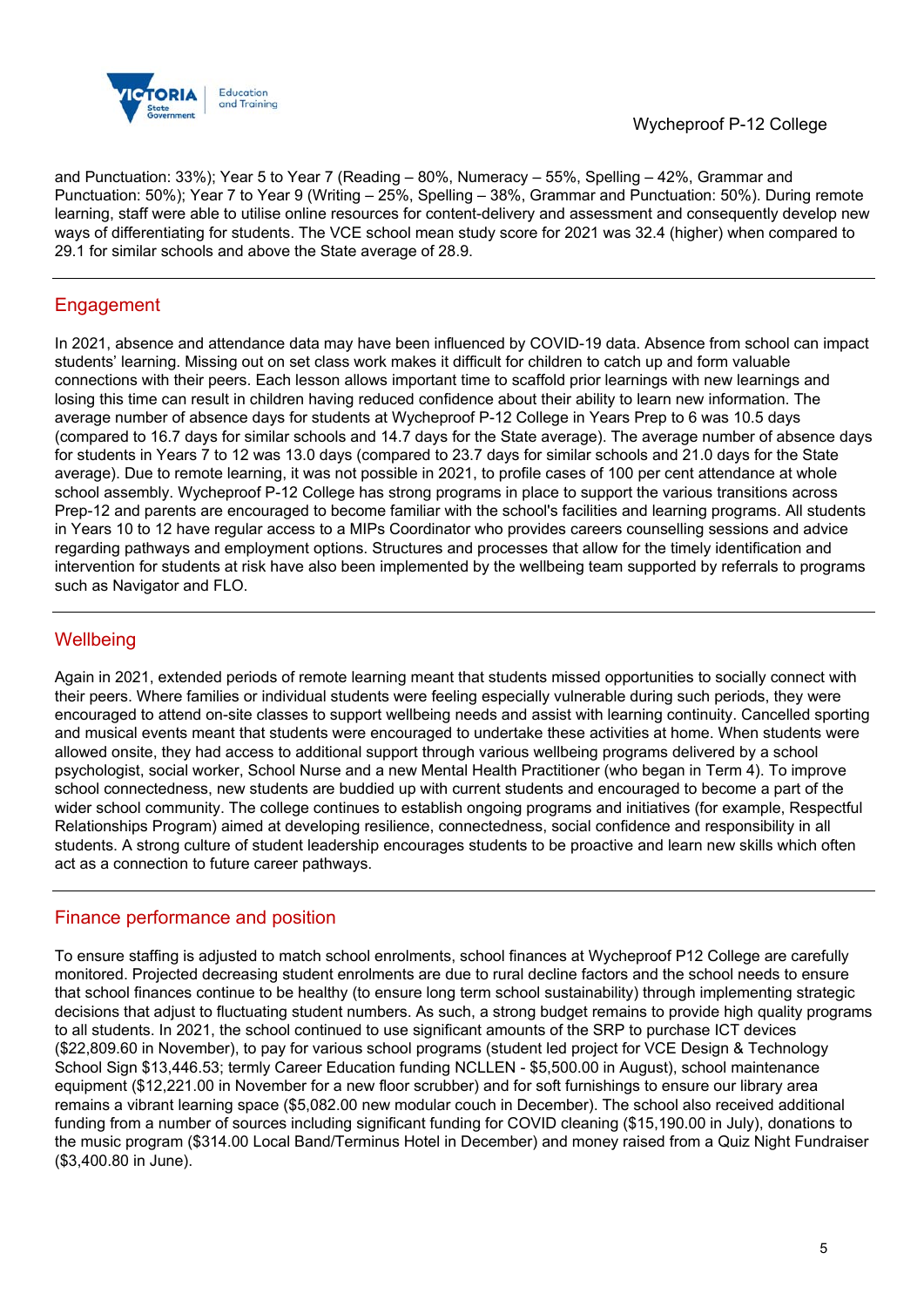and Punctuation: 33%); Year 5 to Year 7 (Reading – 80%, Numeracy – 55%, Spelling – 42%, Grammar and Punctuation: 50%); Year 7 to Year 9 (Writing – 25%, Spelling – 38%, Grammar and Punctuation: 50%). During remote learning, staff were able to utilise online resources for content-delivery and assessment and consequently develop new ways of differentiating for students. The VCE school mean study score for 2021 was 32.4 (higher) when compared to 29.1 for similar schools and above the State average of 28.9.

## Engagement

In 2021, absence and attendance data may have been influenced by COVID-19 data. Absence from school can impact students' learning. Missing out on set class work makes it difficult for children to catch up and form valuable connections with their peers. Each lesson allows important time to scaffold prior learnings with new learnings and losing this time can result in children having reduced confidence about their ability to learn new information. The average number of absence days for students at Wycheproof P-12 College in Years Prep to 6 was 10.5 days (compared to 16.7 days for similar schools and 14.7 days for the State average). The average number of absence days for students in Years 7 to 12 was 13.0 days (compared to 23.7 days for similar schools and 21.0 days for the State average). Due to remote learning, it was not possible in 2021, to profile cases of 100 per cent attendance at whole school assembly. Wycheproof P-12 College has strong programs in place to support the various transitions across Prep-12 and parents are encouraged to become familiar with the school's facilities and learning programs. All students in Years 10 to 12 have regular access to a MIPs Coordinator who provides careers counselling sessions and advice regarding pathways and employment options. Structures and processes that allow for the timely identification and intervention for students at risk have also been implemented by the wellbeing team supported by referrals to programs such as Navigator and FLO.

## Wellbeing

Again in 2021, extended periods of remote learning meant that students missed opportunities to socially connect with their peers. Where families or individual students were feeling especially vulnerable during such periods, they were encouraged to attend on-site classes to support wellbeing needs and assist with learning continuity. Cancelled sporting and musical events meant that students were encouraged to undertake these activities at home. When students were allowed onsite, they had access to additional support through various wellbeing programs delivered by a school psychologist, social worker, School Nurse and a new Mental Health Practitioner (who began in Term 4). To improve school connectedness, new students are buddied up with current students and encouraged to become a part of the wider school community. The college continues to establish ongoing programs and initiatives (for example, Respectful Relationships Program) aimed at developing resilience, connectedness, social confidence and responsibility in all students. A strong culture of student leadership encourages students to be proactive and learn new skills which often act as a connection to future career pathways.

## Finance performance and position

To ensure staffing is adjusted to match school enrolments, school finances at Wycheproof P12 College are carefully monitored. Projected decreasing student enrolments are due to rural decline factors and the school needs to ensure that school finances continue to be healthy (to ensure long term school sustainability) through implementing strategic decisions that adjust to fluctuating student numbers. As such, a strong budget remains to provide high quality programs to all students. In 2021, the school continued to use significant amounts of the SRP to purchase ICT devices ($22,809.60 in November), to pay for various school programs (student led project for VCE Design & Technology School Sign $13,446.53; termly Career Education funding NCLLEN - $5,500.00 in August), school maintenance equipment ($12,221.00 in November for a new floor scrubber) and for soft furnishings to ensure our library area remains a vibrant learning space ($5,082.00 new modular couch in December). The school also received additional funding from a number of sources including significant funding for COVID cleaning ($15,190.00 in July), donations to the music program ($314.00 Local Band/Terminus Hotel in December) and money raised from a Quiz Night Fundraiser ($3,400.80 in June).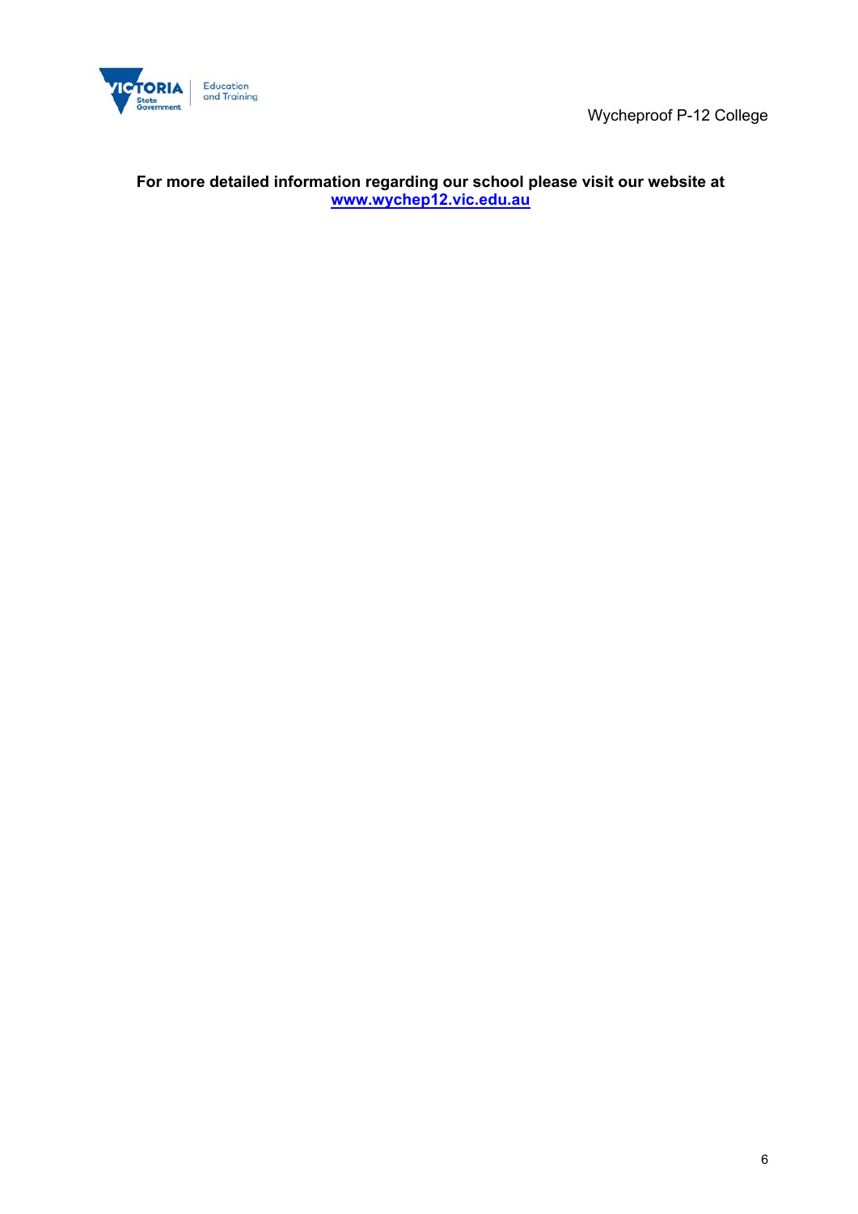**For more detailed information regarding our school please visit our website at [www.wychep12.vic.edu.au](http://www.wychep12.vic.edu.au)**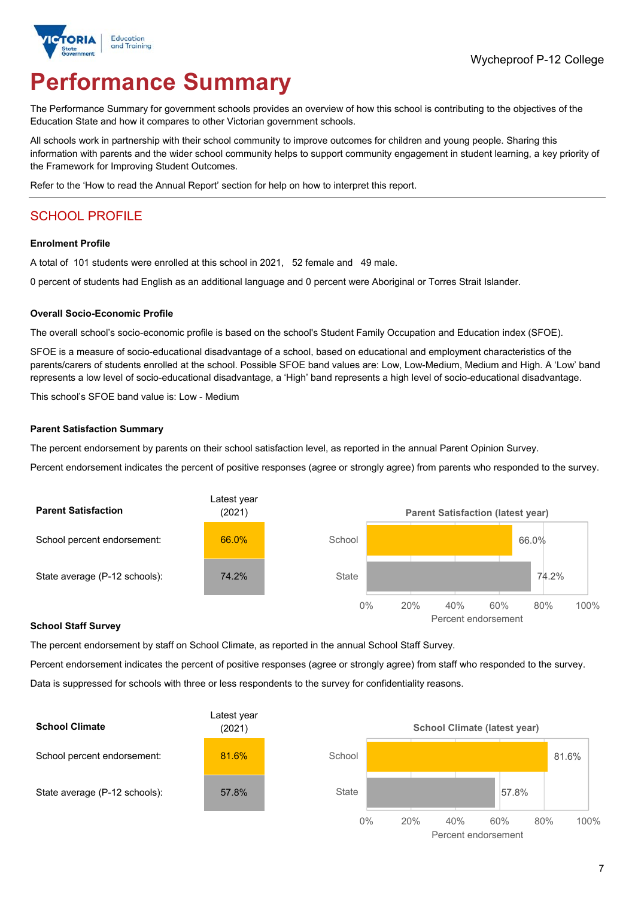Wycheproof P-12 College

# Performance Summary

The Performance Summary for government schools provides an overview of how this school is contributing to the objectives of the Education State and how it compares to other Victorian government schools.

All schools work in partnership with their school community to improve outcomes for children and young people. Sharing this information with parents and the wider school community helps to support community engagement in student learning, a key priority of the Framework for Improving Student Outcomes.

Refer to the 'How to read the Annual Report' section for help on how to interpret this report.

## SCHOOL PROFILE

### Enrolment Profile

A total of 101 students were enrolled at this school in 2021, 52 female and 49 male.

0 percent of students had English as an additional language and 0 percent were Aboriginal or Torres Strait Islander.

### Overall Socio-Economic Profile

The overall school's socio-economic profile is based on the school's Student Family Occupation and Education index (SFOE).

SFOE is a measure of socio-educational disadvantage of a school, based on educational and employment characteristics of the parents/carers of students enrolled at the school. Possible SFOE band values are: Low, Low-Medium, Medium and High. A 'Low' band represents a low level of socio-educational disadvantage, a 'High' band represents a high level of socio-educational disadvantage.

This school's SFOE band value is: Low - Medium

### Parent Satisfaction Summary

The percent endorsement by parents on their school satisfaction level, as reported in the annual Parent Opinion Survey.

Percent endorsement indicates the percent of positive responses (agree or strongly agree) from parents who responded to the survey.

| Parent Satisfaction | Latest year (2021) |
|---|---|
| School percent endorsement: | 66.0% |
| State average (P-12 schools): | 74.2% |

Parent Satisfaction (latest year)

| | Percent endorsement |
|---|---|
| School | 66.0% |
| State | 74.2% |

### School Staff Survey

The percent endorsement by staff on School Climate, as reported in the annual School Staff Survey.

Percent endorsement indicates the percent of positive responses (agree or strongly agree) from staff who responded to the survey.

Data is suppressed for schools with three or less respondents to the survey for confidentiality reasons.

| School Climate | Latest year (2021) |
|---|---|
| School percent endorsement: | 81.6% |
| State average (P-12 schools): | 57.8% |

School Climate (latest year)

| | Percent endorsement |
|---|---|
| School | 81.6% |
| State | 57.8% |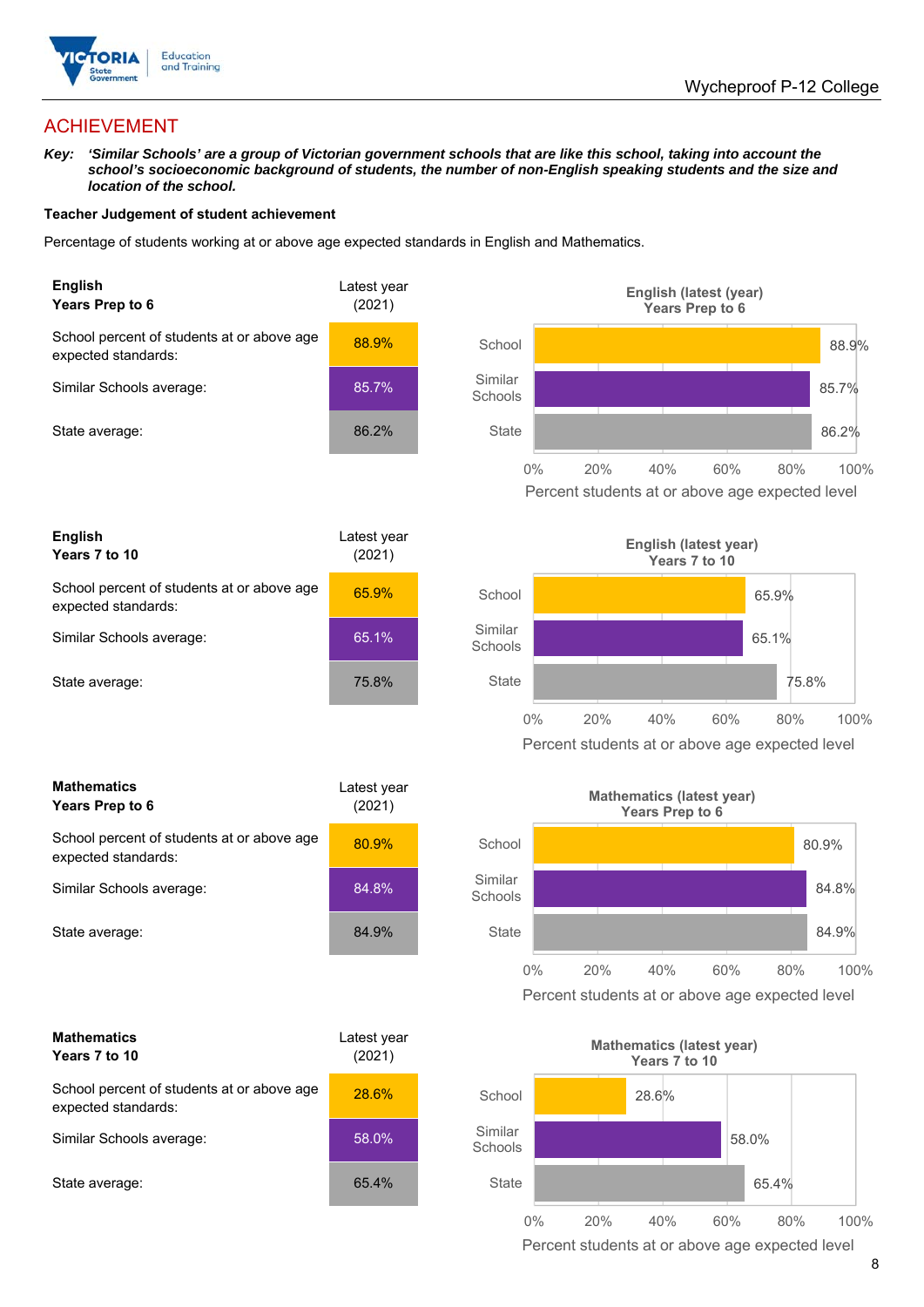# ACHIEVEMENT

***Key:*** ***'Similar Schools' are a group of Victorian government schools that are like this school, taking into account the school's socioeconomic background of students, the number of non-English speaking students and the size and location of the school.***

**Teacher Judgement of student achievement**

Percentage of students working at or above age expected standards in English and Mathematics.

| **English Years Prep to 6** | Latest year (2021) |
| --- | --- |
| School percent of students at or above age expected standards: | 88.9% |
| Similar Schools average: | 85.7% |
| State average: | 86.2% |

**English (latest (year) Years Prep to 6**

| | Percent students at or above age expected level |
| --- | --- |
| School | 88.9% |
| Similar Schools | 85.7% |
| State | 86.2% |

| **English Years 7 to 10** | Latest year (2021) |
| --- | --- |
| School percent of students at or above age expected standards: | 65.9% |
| Similar Schools average: | 65.1% |
| State average: | 75.8% |

**English (latest year) Years 7 to 10**

| | Percent students at or above age expected level |
| --- | --- |
| School | 65.9% |
| Similar Schools | 65.1% |
| State | 75.8% |

| **Mathematics Years Prep to 6** | Latest year (2021) |
| --- | --- |
| School percent of students at or above age expected standards: | 80.9% |
| Similar Schools average: | 84.8% |
| State average: | 84.9% |

**Mathematics (latest year) Years Prep to 6**

| | Percent students at or above age expected level |
| --- | --- |
| School | 80.9% |
| Similar Schools | 84.8% |
| State | 84.9% |

| **Mathematics Years 7 to 10** | Latest year (2021) |
| --- | --- |
| School percent of students at or above age expected standards: | 28.6% |
| Similar Schools average: | 58.0% |
| State average: | 65.4% |

**Mathematics (latest year) Years 7 to 10**

| | Percent students at or above age expected level |
| --- | --- |
| School | 28.6% |
| Similar Schools | 58.0% |
| State | 65.4% |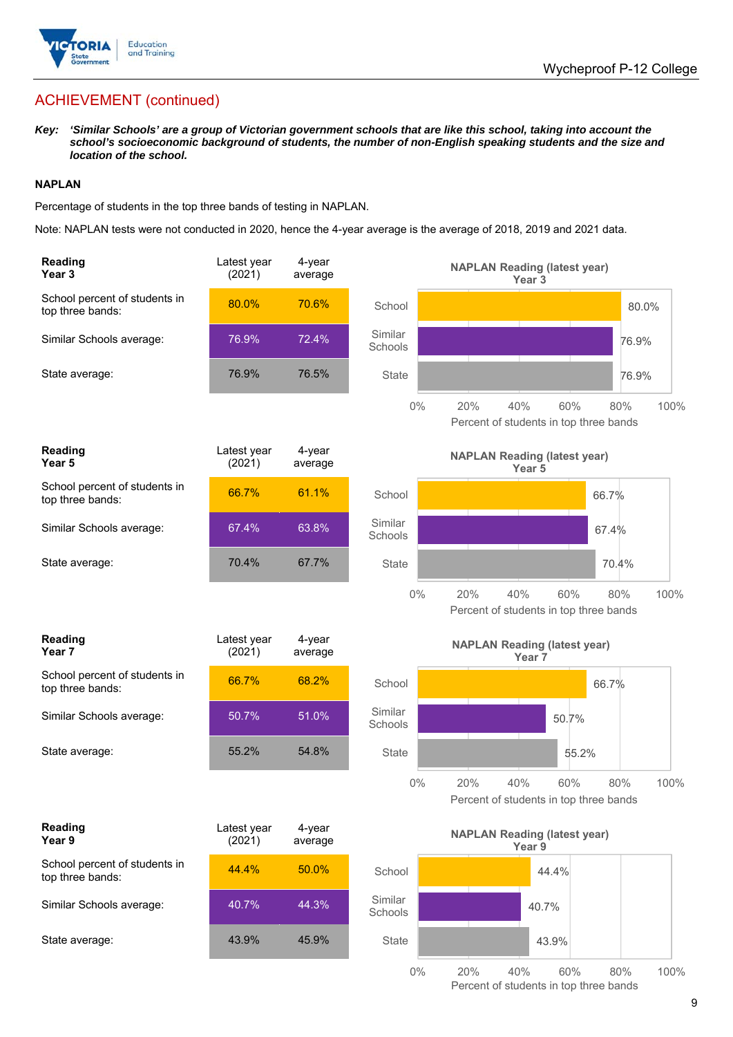## ACHIEVEMENT (continued)

***Key:*** ***'Similar Schools' are a group of Victorian government schools that are like this school, taking into account the school's socioeconomic background of students, the number of non-English speaking students and the size and location of the school.***

### NAPLAN

Percentage of students in the top three bands of testing in NAPLAN.

Note: NAPLAN tests were not conducted in 2020, hence the 4-year average is the average of 2018, 2019 and 2021 data.

| Reading Year 3 | Latest year (2021) | 4-year average |
|---|---|---|
| School percent of students in top three bands: | 80.0% | 70.6% |
| Similar Schools average: | 76.9% | 72.4% |
| State average: | 76.9% | 76.5% |

**NAPLAN Reading (latest year) Year 3**

| | Percent of students in top three bands |
|---|---|
| School | 80.0% |
| Similar Schools | 76.9% |
| State | 76.9% |

| Reading Year 5 | Latest year (2021) | 4-year average |
|---|---|---|
| School percent of students in top three bands: | 66.7% | 61.1% |
| Similar Schools average: | 67.4% | 63.8% |
| State average: | 70.4% | 67.7% |

**NAPLAN Reading (latest year) Year 5**

| | Percent of students in top three bands |
|---|---|
| School | 66.7% |
| Similar Schools | 67.4% |
| State | 70.4% |

| Reading Year 7 | Latest year (2021) | 4-year average |
|---|---|---|
| School percent of students in top three bands: | 66.7% | 68.2% |
| Similar Schools average: | 50.7% | 51.0% |
| State average: | 55.2% | 54.8% |

**NAPLAN Reading (latest year) Year 7**

| | Percent of students in top three bands |
|---|---|
| School | 66.7% |
| Similar Schools | 50.7% |
| State | 55.2% |

| Reading Year 9 | Latest year (2021) | 4-year average |
|---|---|---|
| School percent of students in top three bands: | 44.4% | 50.0% |
| Similar Schools average: | 40.7% | 44.3% |
| State average: | 43.9% | 45.9% |

**NAPLAN Reading (latest year) Year 9**

| | Percent of students in top three bands |
|---|---|
| School | 44.4% |
| Similar Schools | 40.7% |
| State | 43.9% |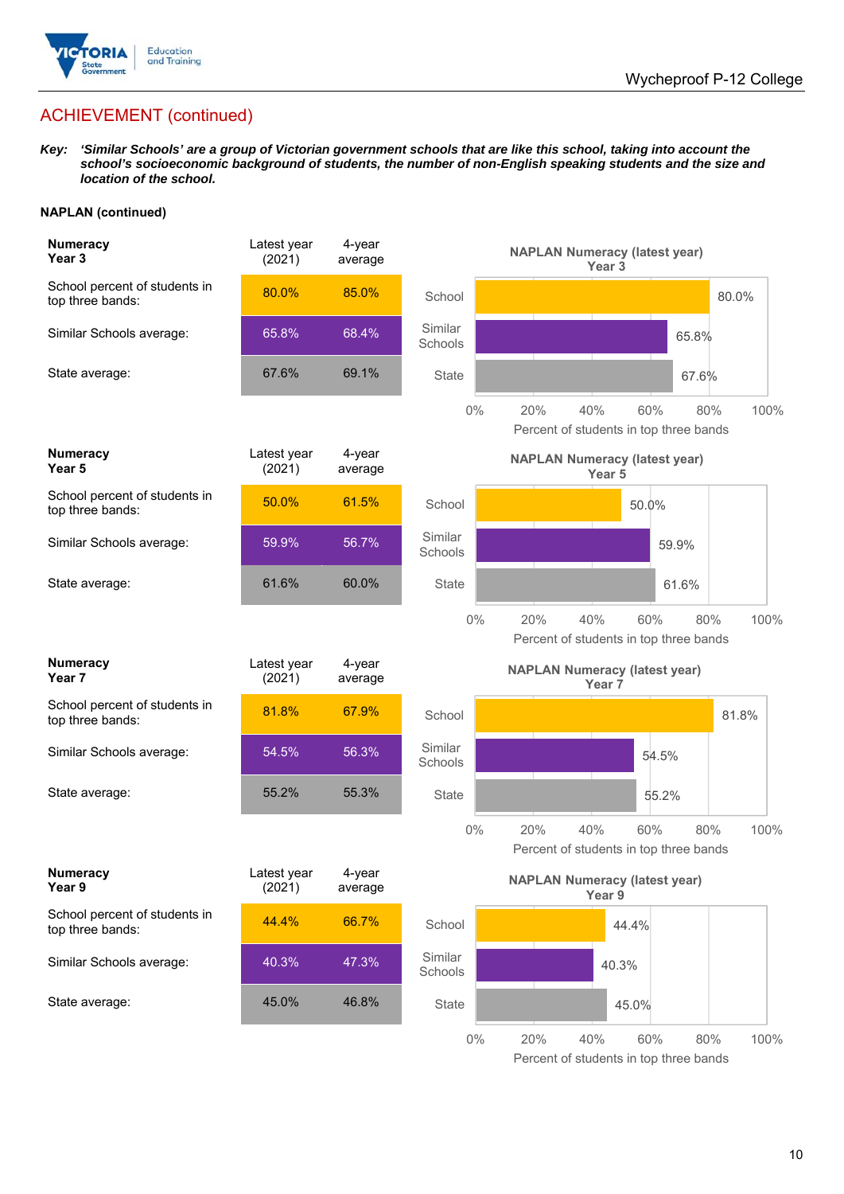## ACHIEVEMENT (continued)

***Key:*** ***'Similar Schools' are a group of Victorian government schools that are like this school, taking into account the school's socioeconomic background of students, the number of non-English speaking students and the size and location of the school.***

**NAPLAN (continued)**

| **Numeracy Year 3** | Latest year (2021) | 4-year average |
|---|---|---|
| School percent of students in top three bands: | 80.0% | 85.0% |
| Similar Schools average: | 65.8% | 68.4% |
| State average: | 67.6% | 69.1% |

**NAPLAN Numeracy (latest year) Year 3**

| | Percent of students in top three bands |
|---|---|
| School | 80.0% |
| Similar Schools | 65.8% |
| State | 67.6% |

| **Numeracy Year 5** | Latest year (2021) | 4-year average |
|---|---|---|
| School percent of students in top three bands: | 50.0% | 61.5% |
| Similar Schools average: | 59.9% | 56.7% |
| State average: | 61.6% | 60.0% |

**NAPLAN Numeracy (latest year) Year 5**

| | Percent of students in top three bands |
|---|---|
| School | 50.0% |
| Similar Schools | 59.9% |
| State | 61.6% |

| **Numeracy Year 7** | Latest year (2021) | 4-year average |
|---|---|---|
| School percent of students in top three bands: | 81.8% | 67.9% |
| Similar Schools average: | 54.5% | 56.3% |
| State average: | 55.2% | 55.3% |

**NAPLAN Numeracy (latest year) Year 7**

| | Percent of students in top three bands |
|---|---|
| School | 81.8% |
| Similar Schools | 54.5% |
| State | 55.2% |

| **Numeracy Year 9** | Latest year (2021) | 4-year average |
|---|---|---|
| School percent of students in top three bands: | 44.4% | 66.7% |
| Similar Schools average: | 40.3% | 47.3% |
| State average: | 45.0% | 46.8% |

**NAPLAN Numeracy (latest year) Year 9**

| | Percent of students in top three bands |
|---|---|
| School | 44.4% |
| Similar Schools | 40.3% |
| State | 45.0% |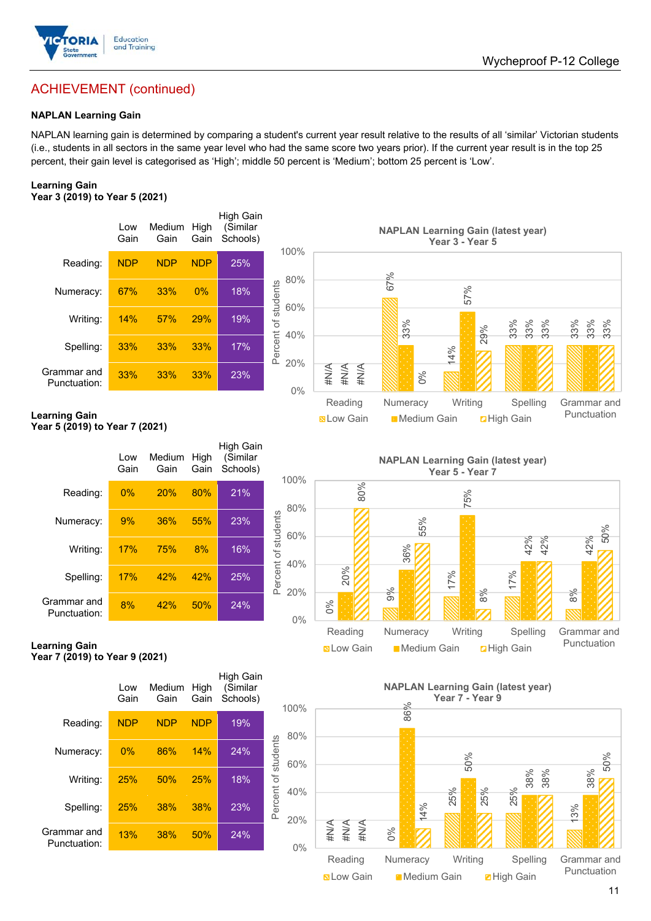## ACHIEVEMENT (continued)

### NAPLAN Learning Gain

NAPLAN learning gain is determined by comparing a student's current year result relative to the results of all 'similar' Victorian students (i.e., students in all sectors in the same year level who had the same score two years prior). If the current year result is in the top 25 percent, their gain level is categorised as 'High'; middle 50 percent is 'Medium'; bottom 25 percent is 'Low'.

**Learning Gain**
**Year 3 (2019) to Year 5 (2021)**

| | Low Gain | Medium Gain | High Gain | High Gain (Similar Schools) |
|---|---|---|---|---|
| Reading: | NDP | NDP | NDP | 25% |
| Numeracy: | 67% | 33% | 0% | 18% |
| Writing: | 14% | 57% | 29% | 19% |
| Spelling: | 33% | 33% | 33% | 17% |
| Grammar and Punctuation: | 33% | 33% | 33% | 23% |

**NAPLAN Learning Gain (latest year)**
**Year 3 - Year 5**

| | Low Gain | Medium Gain | High Gain |
|---|---|---|---|
| Reading | #N/A | #N/A | #N/A |
| Numeracy | 67% | 33% | 0% |
| Writing | 14% | 57% | 29% |
| Spelling | 33% | 33% | 33% |
| Grammar and Punctuation | 33% | 33% | 33% |

**Learning Gain**
**Year 5 (2019) to Year 7 (2021)**

| | Low Gain | Medium Gain | High Gain | High Gain (Similar Schools) |
|---|---|---|---|---|
| Reading: | 0% | 20% | 80% | 21% |
| Numeracy: | 9% | 36% | 55% | 23% |
| Writing: | 17% | 75% | 8% | 16% |
| Spelling: | 17% | 42% | 42% | 25% |
| Grammar and Punctuation: | 8% | 42% | 50% | 24% |

**NAPLAN Learning Gain (latest year)**
**Year 5 - Year 7**

| | Low Gain | Medium Gain | High Gain |
|---|---|---|---|
| Reading | 0% | 20% | 80% |
| Numeracy | 9% | 36% | 55% |
| Writing | 17% | 75% | 8% |
| Spelling | 17% | 42% | 42% |
| Grammar and Punctuation | 8% | 42% | 50% |

**Learning Gain**
**Year 7 (2019) to Year 9 (2021)**

| | Low Gain | Medium Gain | High Gain | High Gain (Similar Schools) |
|---|---|---|---|---|
| Reading: | NDP | NDP | NDP | 19% |
| Numeracy: | 0% | 86% | 14% | 24% |
| Writing: | 25% | 50% | 25% | 18% |
| Spelling: | 25% | 38% | 38% | 23% |
| Grammar and Punctuation: | 13% | 38% | 50% | 24% |

**NAPLAN Learning Gain (latest year)**
**Year 7 - Year 9**

| | Low Gain | Medium Gain | High Gain |
|---|---|---|---|
| Reading | #N/A | #N/A | #N/A |
| Numeracy | 0% | 86% | 14% |
| Writing | 25% | 50% | 25% |
| Spelling | 25% | 38% | 38% |
| Grammar and Punctuation | 13% | 38% | 50% |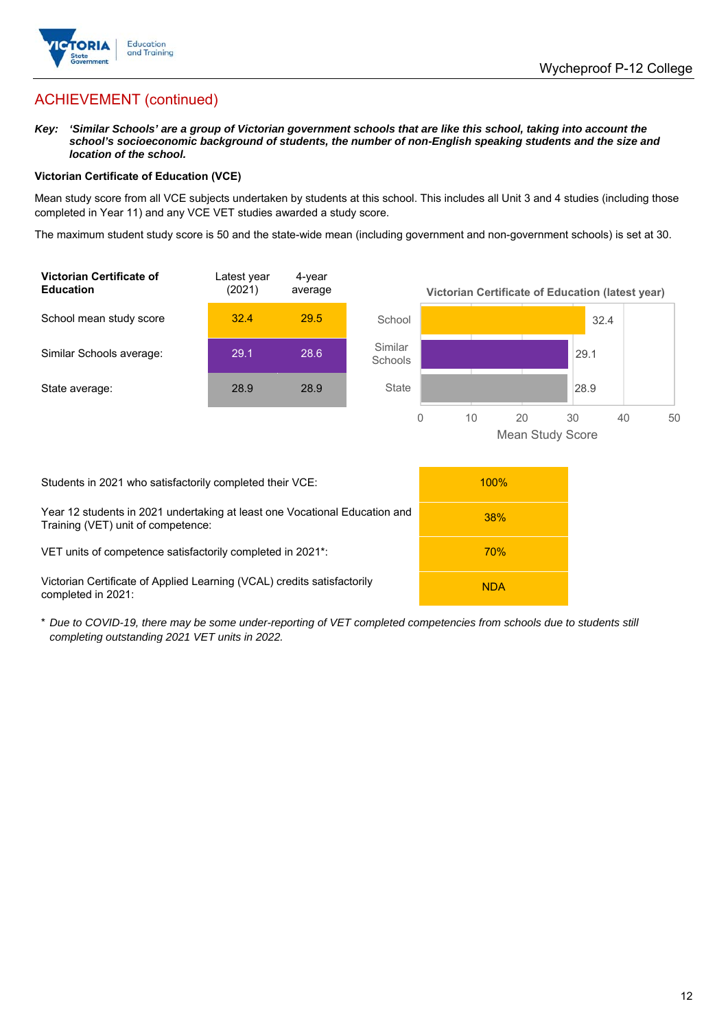## ACHIEVEMENT (continued)

***Key:*** ***'Similar Schools' are a group of Victorian government schools that are like this school, taking into account the school's socioeconomic background of students, the number of non-English speaking students and the size and location of the school.***

**Victorian Certificate of Education (VCE)**

Mean study score from all VCE subjects undertaken by students at this school. This includes all Unit 3 and 4 studies (including those completed in Year 11) and any VCE VET studies awarded a study score.

The maximum student study score is 50 and the state-wide mean (including government and non-government schools) is set at 30.

| Victorian Certificate of Education | Latest year (2021) | 4-year average |
|---|---|---|
| School mean study score | 32.4 | 29.5 |
| Similar Schools average: | 29.1 | 28.6 |
| State average: | 28.9 | 28.9 |

**Victorian Certificate of Education (latest year)**

| | Mean Study Score |
|---|---|
| School | 32.4 |
| Similar Schools | 29.1 |
| State | 28.9 |

| | |
|---|---|
| Students in 2021 who satisfactorily completed their VCE: | 100% |
| Year 12 students in 2021 undertaking at least one Vocational Education and Training (VET) unit of competence: | 38% |
| VET units of competence satisfactorily completed in 2021*: | 70% |
| Victorian Certificate of Applied Learning (VCAL) credits satisfactorily completed in 2021: | NDA |

\* *Due to COVID-19, there may be some under-reporting of VET completed competencies from schools due to students still completing outstanding 2021 VET units in 2022.*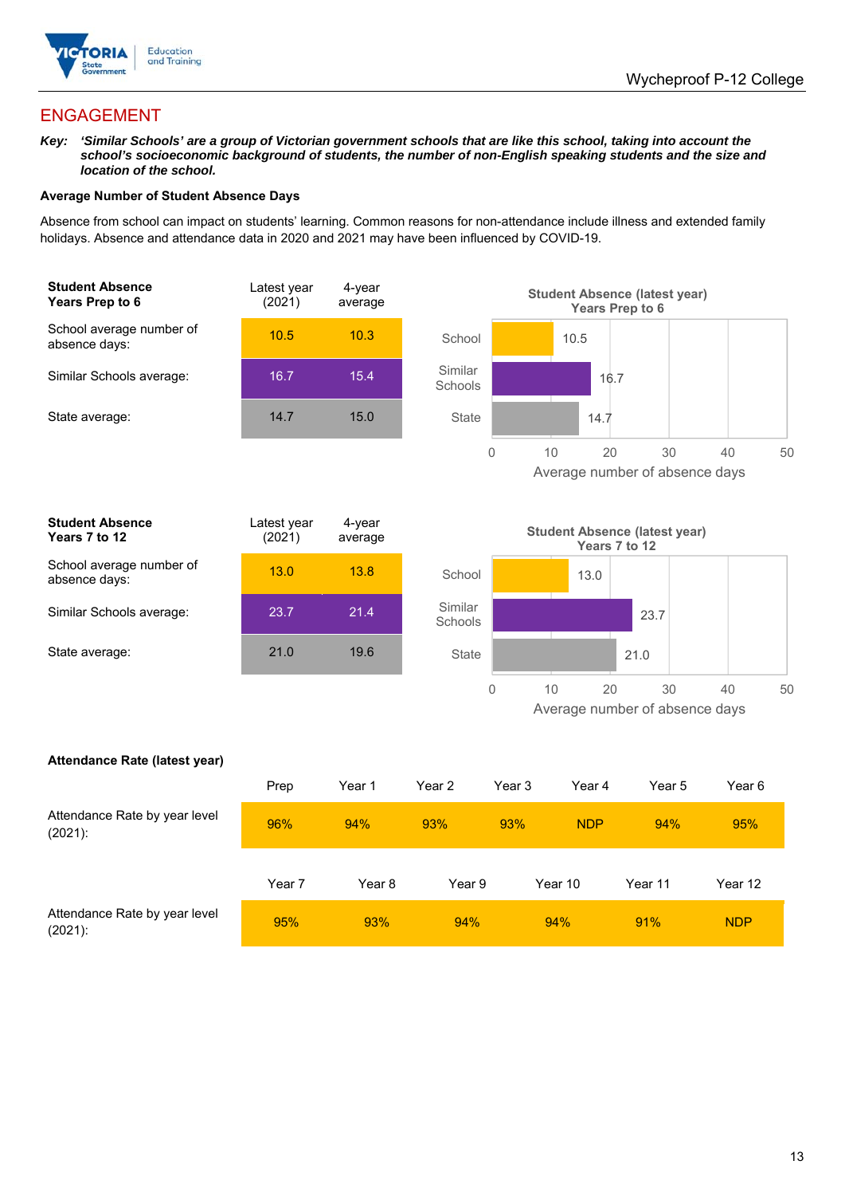## ENGAGEMENT

***Key:** 'Similar Schools' are a group of Victorian government schools that are like this school, taking into account the school's socioeconomic background of students, the number of non-English speaking students and the size and location of the school.*

**Average Number of Student Absence Days**

Absence from school can impact on students' learning. Common reasons for non-attendance include illness and extended family holidays. Absence and attendance data in 2020 and 2021 may have been influenced by COVID-19.

| **Student Absence Years Prep to 6** | Latest year (2021) | 4-year average |
|---|---|---|
| School average number of absence days: | 10.5 | 10.3 |
| Similar Schools average: | 16.7 | 15.4 |
| State average: | 14.7 | 15.0 |

**Student Absence (latest year) Years Prep to 6**

| | Average number of absence days |
|---|---|
| School | 10.5 |
| Similar Schools | 16.7 |
| State | 14.7 |

| **Student Absence Years 7 to 12** | Latest year (2021) | 4-year average |
|---|---|---|
| School average number of absence days: | 13.0 | 13.8 |
| Similar Schools average: | 23.7 | 21.4 |
| State average: | 21.0 | 19.6 |

**Student Absence (latest year) Years 7 to 12**

| | Average number of absence days |
|---|---|
| School | 13.0 |
| Similar Schools | 23.7 |
| State | 21.0 |

**Attendance Rate (latest year)**

| | Prep | Year 1 | Year 2 | Year 3 | Year 4 | Year 5 | Year 6 |
|---|---|---|---|---|---|---|---|
| Attendance Rate by year level (2021): | 96% | 94% | 93% | 93% | NDP | 94% | 95% |

| | Year 7 | Year 8 | Year 9 | Year 10 | Year 11 | Year 12 |
|---|---|---|---|---|---|---|
| Attendance Rate by year level (2021): | 95% | 93% | 94% | 94% | 91% | NDP |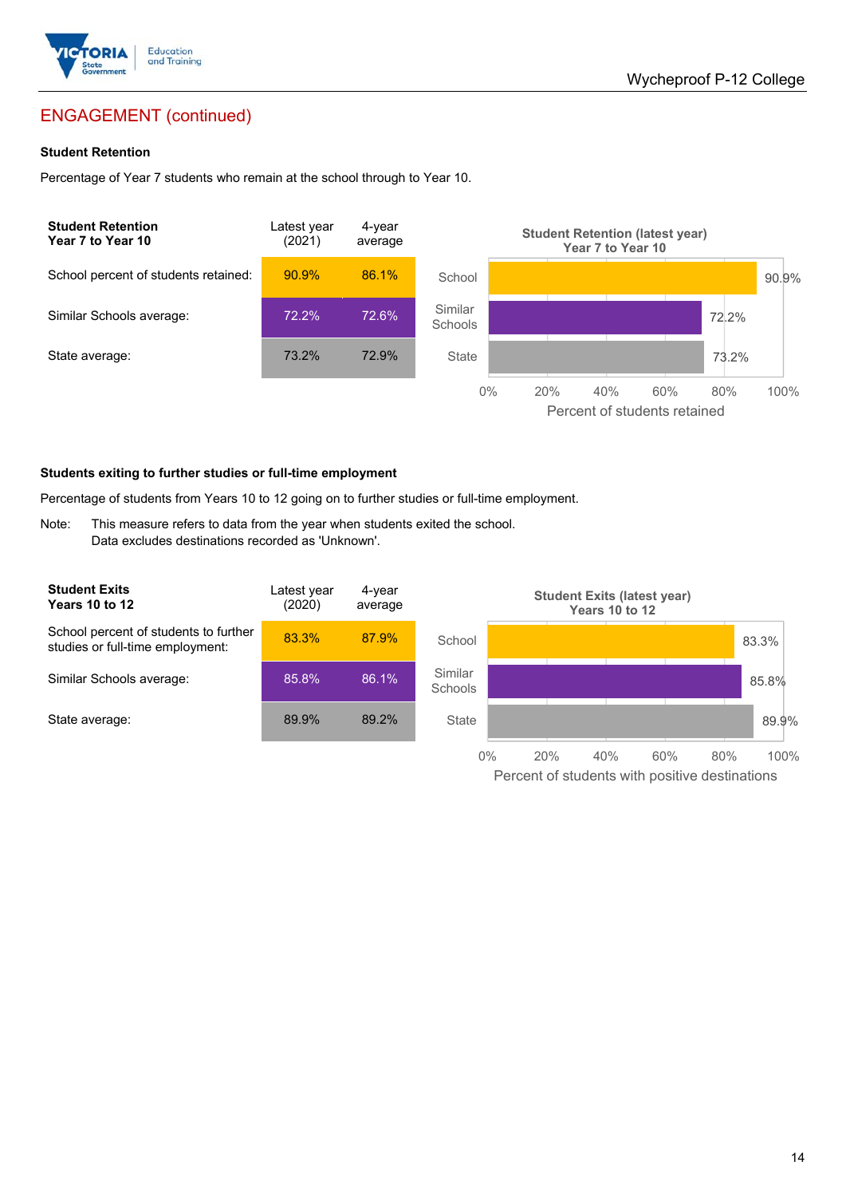## ENGAGEMENT (continued)

### Student Retention

Percentage of Year 7 students who remain at the school through to Year 10.

| Student Retention Year 7 to Year 10 | Latest year (2021) | 4-year average |
|---|---|---|
| School percent of students retained: | 90.9% | 86.1% |
| Similar Schools average: | 72.2% | 72.6% |
| State average: | 73.2% | 72.9% |

**Student Retention (latest year) Year 7 to Year 10**

| | Percent of students retained |
|---|---|
| School | 90.9% |
| Similar Schools | 72.2% |
| State | 73.2% |

### Students exiting to further studies or full-time employment

Percentage of students from Years 10 to 12 going on to further studies or full-time employment.

Note: This measure refers to data from the year when students exited the school.
Data excludes destinations recorded as 'Unknown'.

| Student Exits Years 10 to 12 | Latest year (2020) | 4-year average |
|---|---|---|
| School percent of students to further studies or full-time employment: | 83.3% | 87.9% |
| Similar Schools average: | 85.8% | 86.1% |
| State average: | 89.9% | 89.2% |

**Student Exits (latest year) Years 10 to 12**

| | Percent of students with positive destinations |
|---|---|
| School | 83.3% |
| Similar Schools | 85.8% |
| State | 89.9% |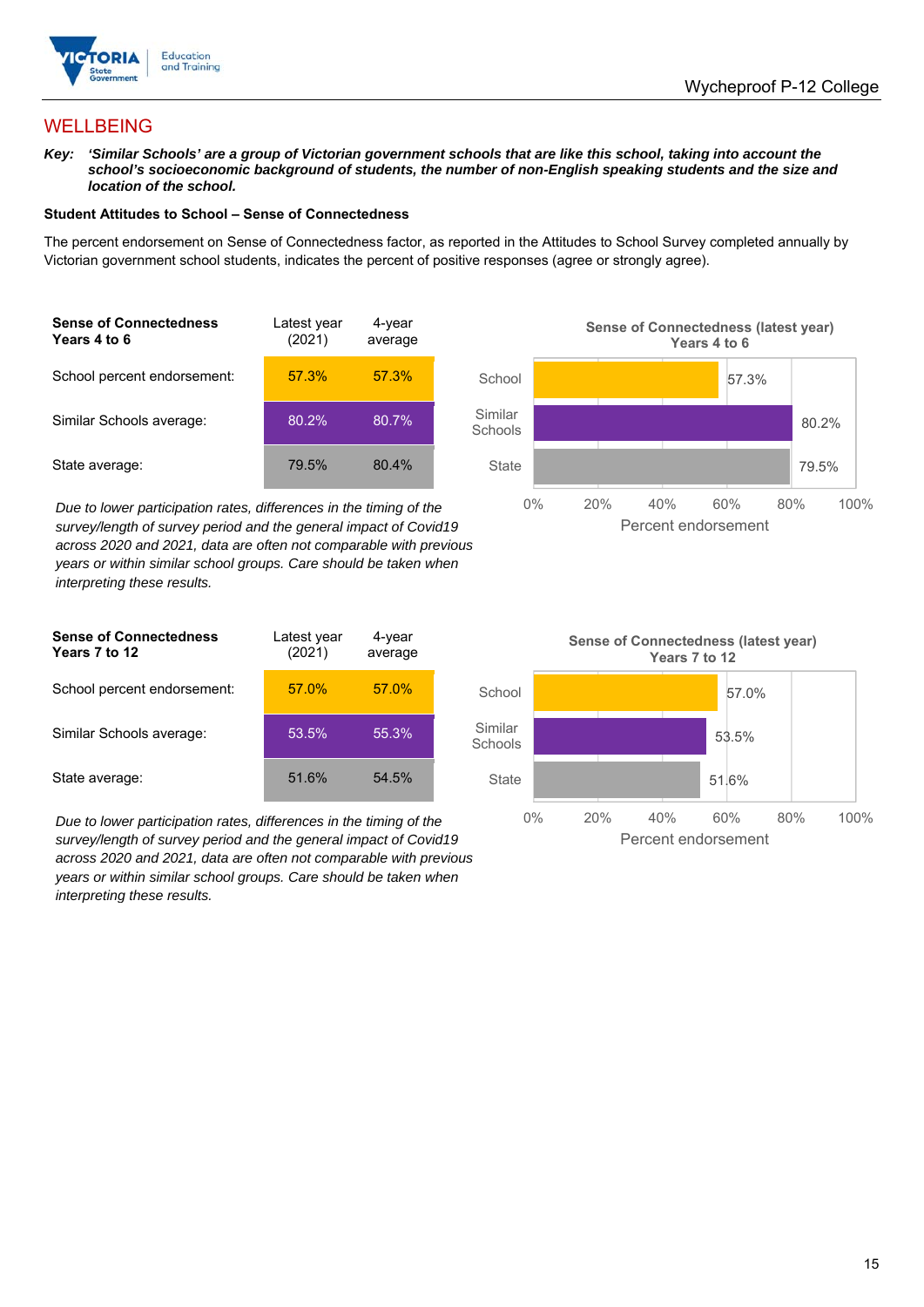# WELLBEING

***Key:*** ***'Similar Schools' are a group of Victorian government schools that are like this school, taking into account the school's socioeconomic background of students, the number of non-English speaking students and the size and location of the school.***

### Student Attitudes to School – Sense of Connectedness

The percent endorsement on Sense of Connectedness factor, as reported in the Attitudes to School Survey completed annually by Victorian government school students, indicates the percent of positive responses (agree or strongly agree).

| **Sense of Connectedness Years 4 to 6** | Latest year (2021) | 4-year average |
|---|---|---|
| School percent endorsement: | 57.3% | 57.3% |
| Similar Schools average: | 80.2% | 80.7% |
| State average: | 79.5% | 80.4% |

*Due to lower participation rates, differences in the timing of the survey/length of survey period and the general impact of Covid19 across 2020 and 2021, data are often not comparable with previous years or within similar school groups. Care should be taken when interpreting these results.*

**Sense of Connectedness (latest year) Years 4 to 6**

| | Percent endorsement |
|---|---|
| School | 57.3% |
| Similar Schools | 80.2% |
| State | 79.5% |

| **Sense of Connectedness Years 7 to 12** | Latest year (2021) | 4-year average |
|---|---|---|
| School percent endorsement: | 57.0% | 57.0% |
| Similar Schools average: | 53.5% | 55.3% |
| State average: | 51.6% | 54.5% |

*Due to lower participation rates, differences in the timing of the survey/length of survey period and the general impact of Covid19 across 2020 and 2021, data are often not comparable with previous years or within similar school groups. Care should be taken when interpreting these results.*

**Sense of Connectedness (latest year) Years 7 to 12**

| | Percent endorsement |
|---|---|
| School | 57.0% |
| Similar Schools | 53.5% |
| State | 51.6% |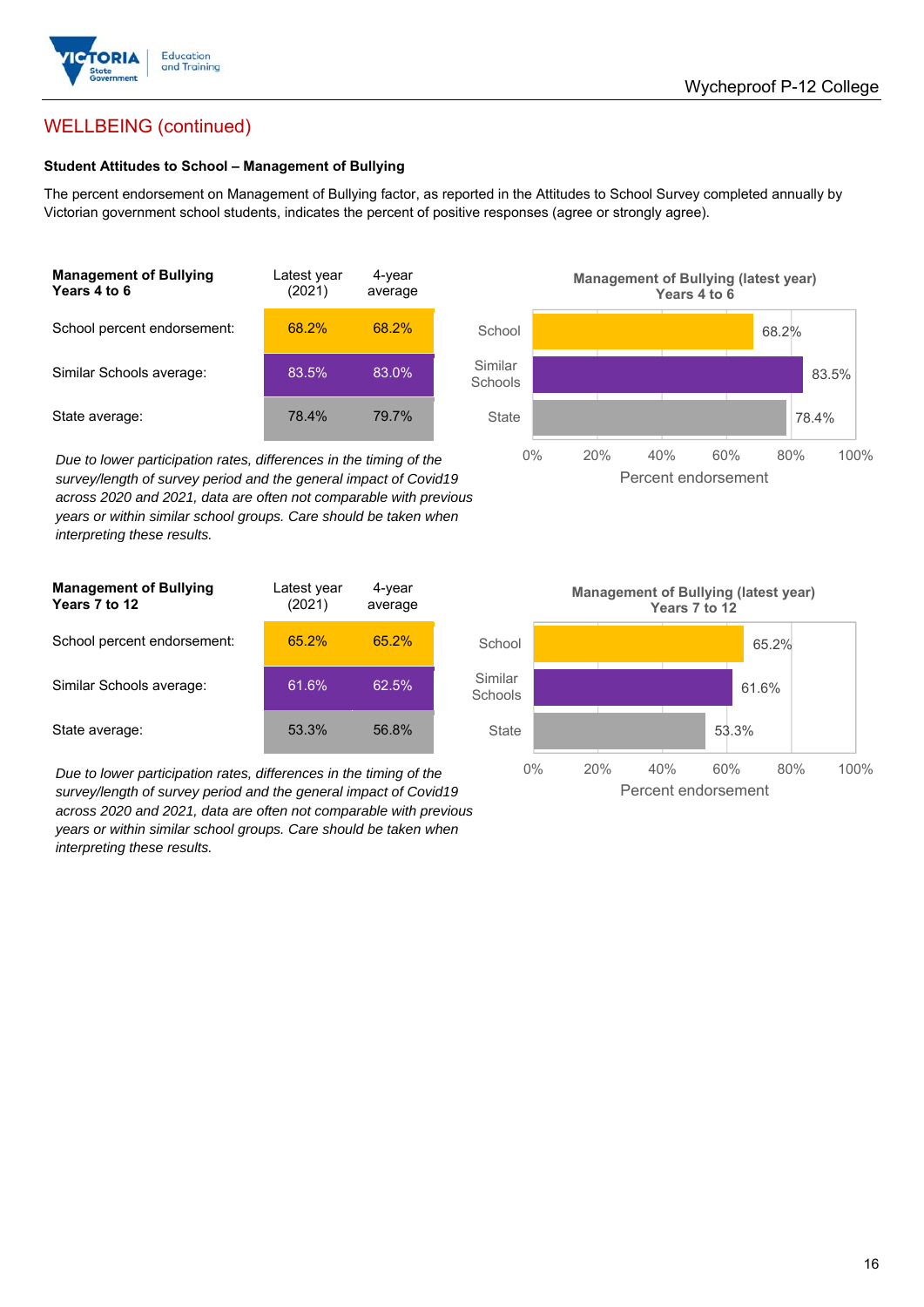## WELLBEING (continued)

### Student Attitudes to School – Management of Bullying

The percent endorsement on Management of Bullying factor, as reported in the Attitudes to School Survey completed annually by Victorian government school students, indicates the percent of positive responses (agree or strongly agree).

| Management of Bullying Years 4 to 6 | Latest year (2021) | 4-year average |
|---|---|---|
| School percent endorsement: | 68.2% | 68.2% |
| Similar Schools average: | 83.5% | 83.0% |
| State average: | 78.4% | 79.7% |

*Due to lower participation rates, differences in the timing of the survey/length of survey period and the general impact of Covid19 across 2020 and 2021, data are often not comparable with previous years or within similar school groups. Care should be taken when interpreting these results.*

**Management of Bullying (latest year) Years 4 to 6**

| | Percent endorsement |
|---|---|
| School | 68.2% |
| Similar Schools | 83.5% |
| State | 78.4% |

| Management of Bullying Years 7 to 12 | Latest year (2021) | 4-year average |
|---|---|---|
| School percent endorsement: | 65.2% | 65.2% |
| Similar Schools average: | 61.6% | 62.5% |
| State average: | 53.3% | 56.8% |

*Due to lower participation rates, differences in the timing of the survey/length of survey period and the general impact of Covid19 across 2020 and 2021, data are often not comparable with previous years or within similar school groups. Care should be taken when interpreting these results.*

**Management of Bullying (latest year) Years 7 to 12**

| | Percent endorsement |
|---|---|
| School | 65.2% |
| Similar Schools | 61.6% |
| State | 53.3% |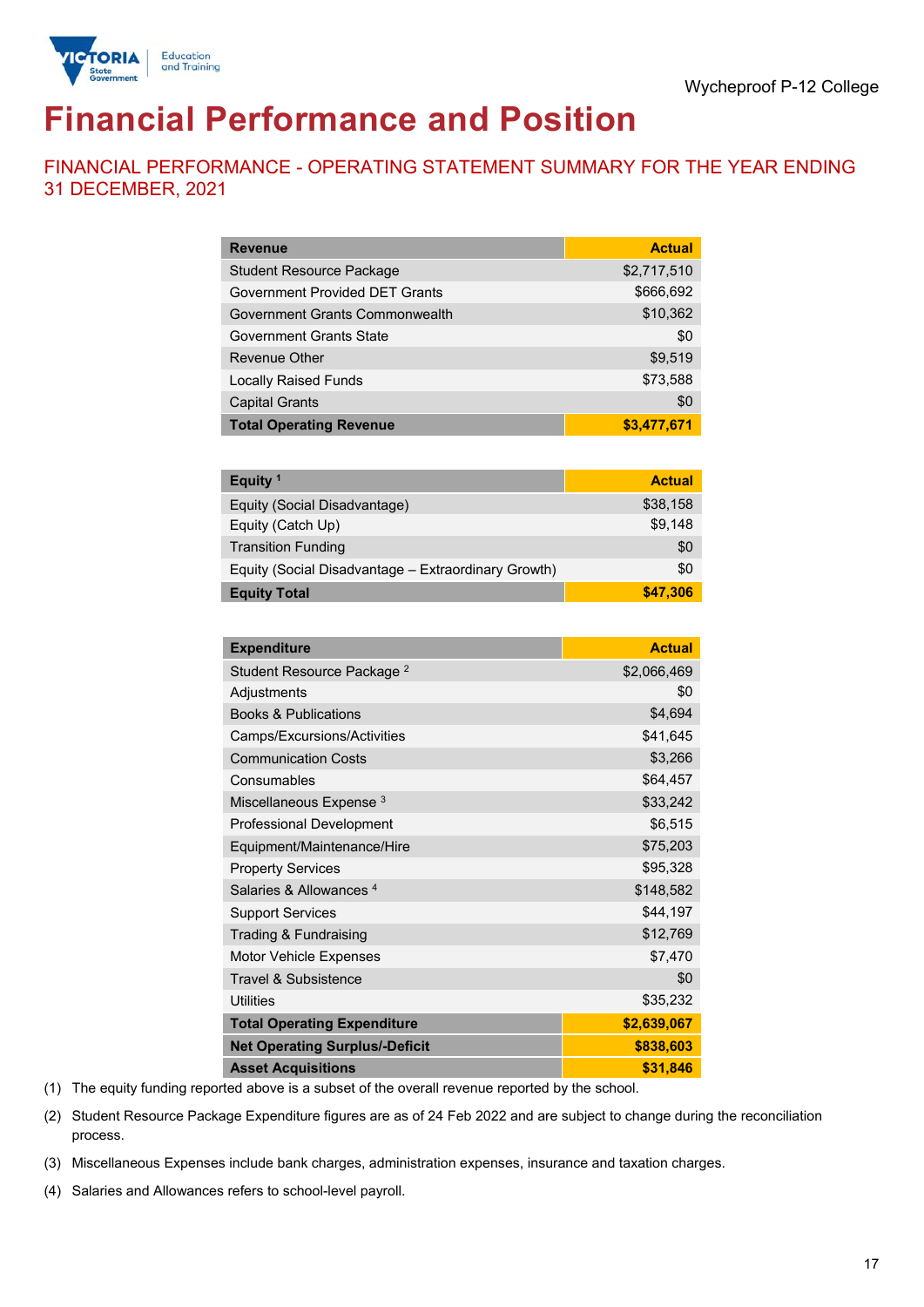Wycheproof P-12 College

# Financial Performance and Position

## FINANCIAL PERFORMANCE - OPERATING STATEMENT SUMMARY FOR THE YEAR ENDING 31 DECEMBER, 2021

| Revenue | Actual |
|---|---|
| Student Resource Package | $2,717,510 |
| Government Provided DET Grants | $666,692 |
| Government Grants Commonwealth | $10,362 |
| Government Grants State | $0 |
| Revenue Other | $9,519 |
| Locally Raised Funds | $73,588 |
| Capital Grants | $0 |
| **Total Operating Revenue** | **$3,477,671** |

| Equity [1] | Actual |
|---|---|
| Equity (Social Disadvantage) | $38,158 |
| Equity (Catch Up) | $9,148 |
| Transition Funding | $0 |
| Equity (Social Disadvantage – Extraordinary Growth) | $0 |
| **Equity Total** | **$47,306** |

| Expenditure | Actual |
|---|---|
| Student Resource Package [2] | $2,066,469 |
| Adjustments | $0 |
| Books & Publications | $4,694 |
| Camps/Excursions/Activities | $41,645 |
| Communication Costs | $3,266 |
| Consumables | $64,457 |
| Miscellaneous Expense [3] | $33,242 |
| Professional Development | $6,515 |
| Equipment/Maintenance/Hire | $75,203 |
| Property Services | $95,328 |
| Salaries & Allowances [4] | $148,582 |
| Support Services | $44,197 |
| Trading & Fundraising | $12,769 |
| Motor Vehicle Expenses | $7,470 |
| Travel & Subsistence | $0 |
| Utilities | $35,232 |
| **Total Operating Expenditure** | **$2,639,067** |
| **Net Operating Surplus/-Deficit** | **$838,603** |
| **Asset Acquisitions** | **$31,846** |

(1) The equity funding reported above is a subset of the overall revenue reported by the school.

(2) Student Resource Package Expenditure figures are as of 24 Feb 2022 and are subject to change during the reconciliation process.

(3) Miscellaneous Expenses include bank charges, administration expenses, insurance and taxation charges.

(4) Salaries and Allowances refers to school-level payroll.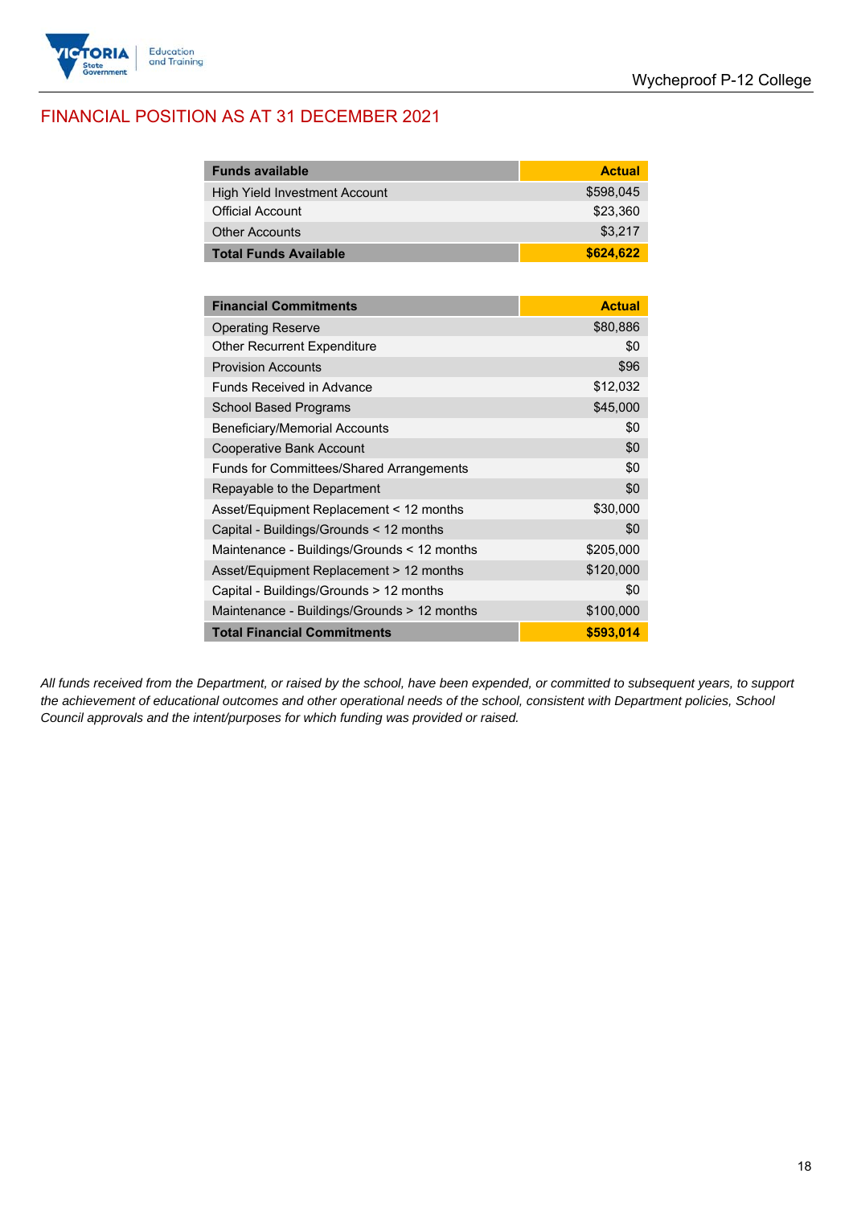# FINANCIAL POSITION AS AT 31 DECEMBER 2021

| Funds available | Actual |
|---|---|
| High Yield Investment Account | $598,045 |
| Official Account | $23,360 |
| Other Accounts | $3,217 |
| **Total Funds Available** | **$624,622** |

| Financial Commitments | Actual |
|---|---|
| Operating Reserve | $80,886 |
| Other Recurrent Expenditure | $0 |
| Provision Accounts | $96 |
| Funds Received in Advance | $12,032 |
| School Based Programs | $45,000 |
| Beneficiary/Memorial Accounts | $0 |
| Cooperative Bank Account | $0 |
| Funds for Committees/Shared Arrangements | $0 |
| Repayable to the Department | $0 |
| Asset/Equipment Replacement < 12 months | $30,000 |
| Capital - Buildings/Grounds < 12 months | $0 |
| Maintenance - Buildings/Grounds < 12 months | $205,000 |
| Asset/Equipment Replacement > 12 months | $120,000 |
| Capital - Buildings/Grounds > 12 months | $0 |
| Maintenance - Buildings/Grounds > 12 months | $100,000 |
| **Total Financial Commitments** | **$593,014** |

*All funds received from the Department, or raised by the school, have been expended, or committed to subsequent years, to support the achievement of educational outcomes and other operational needs of the school, consistent with Department policies, School Council approvals and the intent/purposes for which funding was provided or raised.*